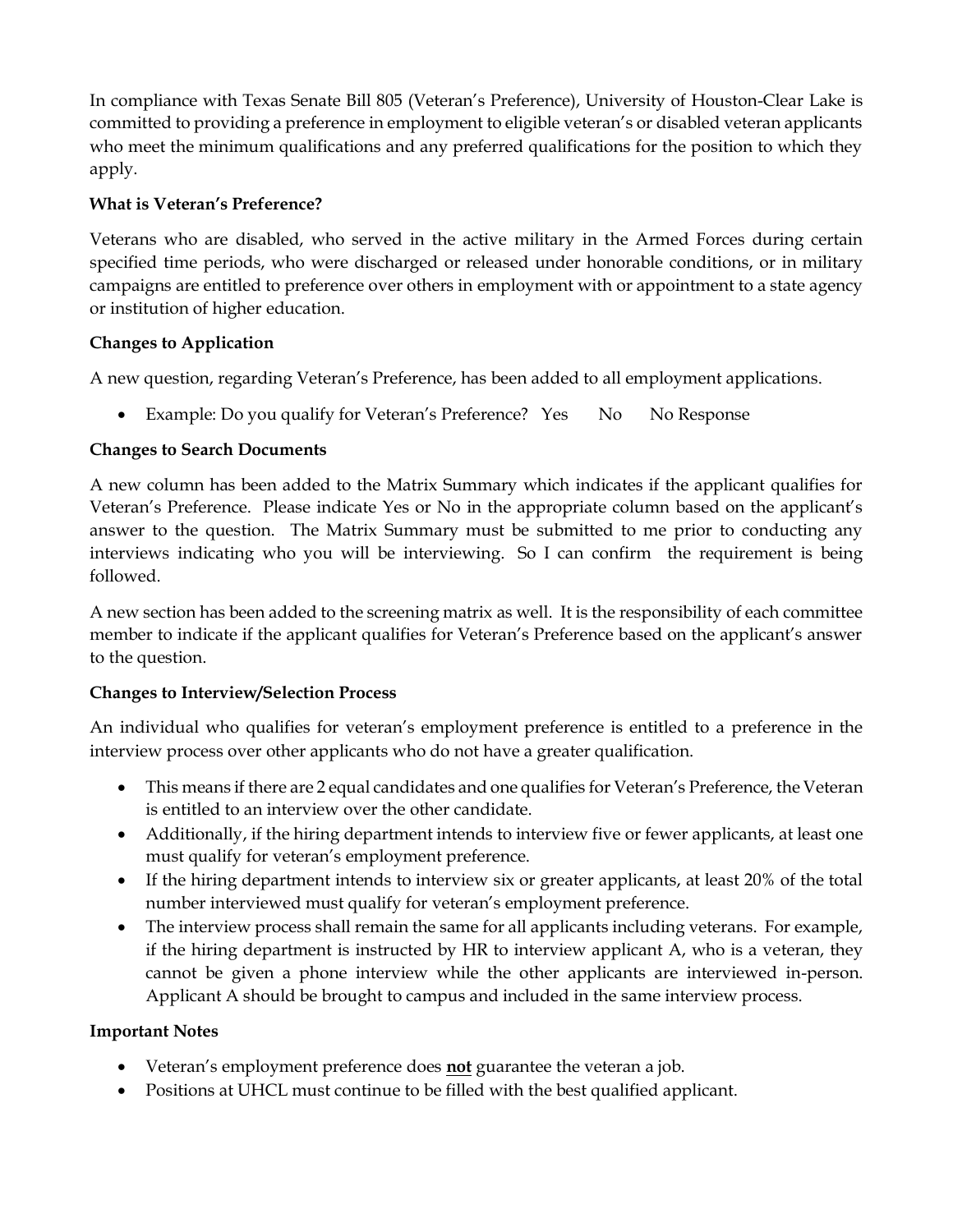In compliance with Texas Senate Bill 805 (Veteran's Preference), University of Houston-Clear Lake is committed to providing a preference in employment to eligible veteran's or disabled veteran applicants who meet the minimum qualifications and any preferred qualifications for the position to which they apply.

**What is Veteran's Preference?**

Veterans who are disabled, who served in the active military in the Armed Forces during certain specified time periods, who were discharged or released under honorable conditions, or in military campaigns are entitled to preference over others in employment with or appointment to a state agency or institution of higher education.

**Changes to Application**

A new question, regarding Veteran's Preference, has been added to all employment applications.

- Example: Do you qualify for Veteran's Preference? Yes No No Response

**Changes to Search Documents**

A new column has been added to the Matrix Summary which indicates if the applicant qualifies for Veteran's Preference. Please indicate Yes or No in the appropriate column based on the applicant's answer to the question. The Matrix Summary must be submitted to me prior to conducting any interviews indicating who you will be interviewing. So I can confirm the requirement is being followed.

A new section has been added to the screening matrix as well. It is the responsibility of each committee member to indicate if the applicant qualifies for Veteran's Preference based on the applicant's answer to the question.

**Changes to Interview/Selection Process**

An individual who qualifies for veteran's employment preference is entitled to a preference in the interview process over other applicants who do not have a greater qualification.

- This means if there are 2 equal candidates and one qualifies for Veteran's Preference, the Veteran is entitled to an interview over the other candidate.
- Additionally, if the hiring department intends to interview five or fewer applicants, at least one must qualify for veteran's employment preference.
- If the hiring department intends to interview six or greater applicants, at least 20% of the total number interviewed must qualify for veteran's employment preference.
- The interview process shall remain the same for all applicants including veterans. For example, if the hiring department is instructed by HR to interview applicant A, who is a veteran, they cannot be given a phone interview while the other applicants are interviewed in-person. Applicant A should be brought to campus and included in the same interview process.

**Important Notes**

- Veteran's employment preference does **not** guarantee the veteran a job.
- Positions at UHCL must continue to be filled with the best qualified applicant.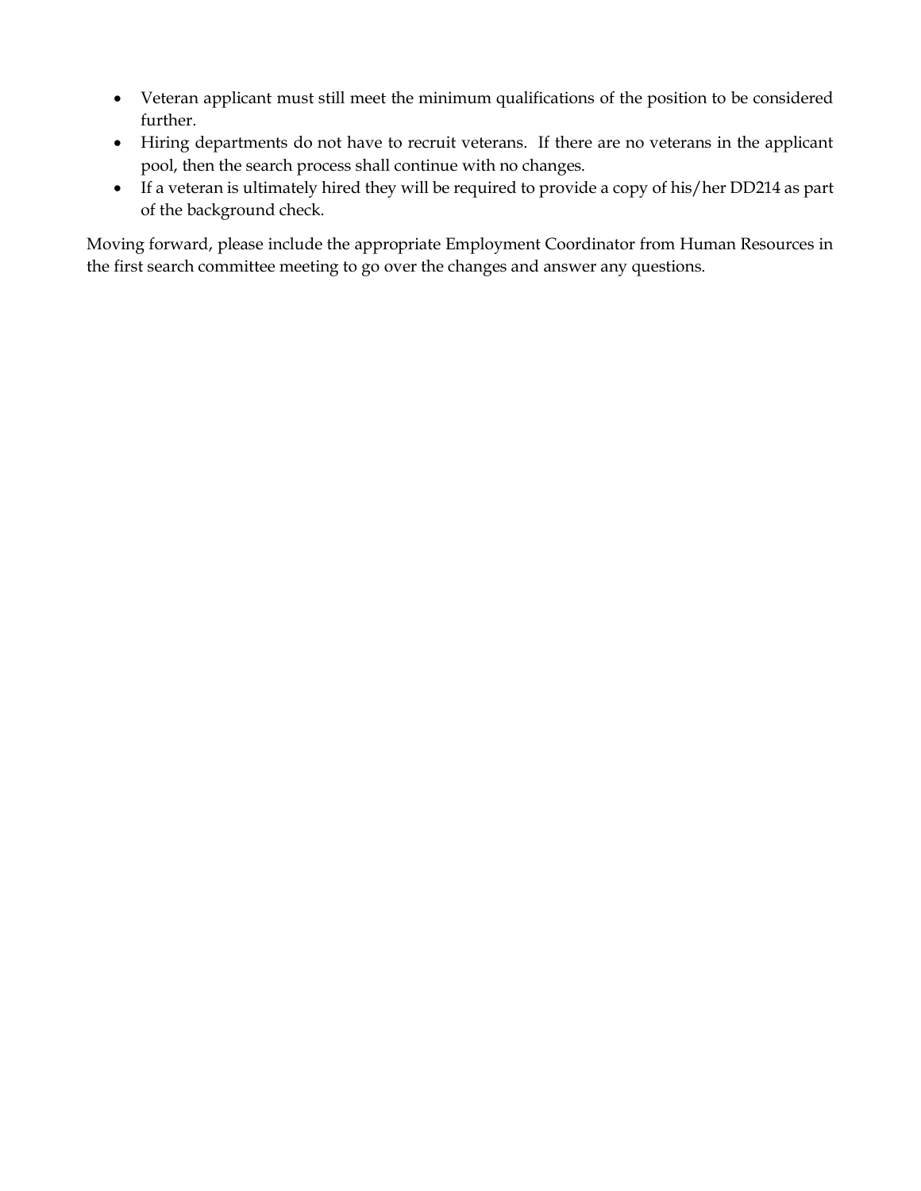- Veteran applicant must still meet the minimum qualifications of the position to be considered further.
- Hiring departments do not have to recruit veterans. If there are no veterans in the applicant pool, then the search process shall continue with no changes.
- If a veteran is ultimately hired they will be required to provide a copy of his/her DD214 as part of the background check.

Moving forward, please include the appropriate Employment Coordinator from Human Resources in the first search committee meeting to go over the changes and answer any questions.